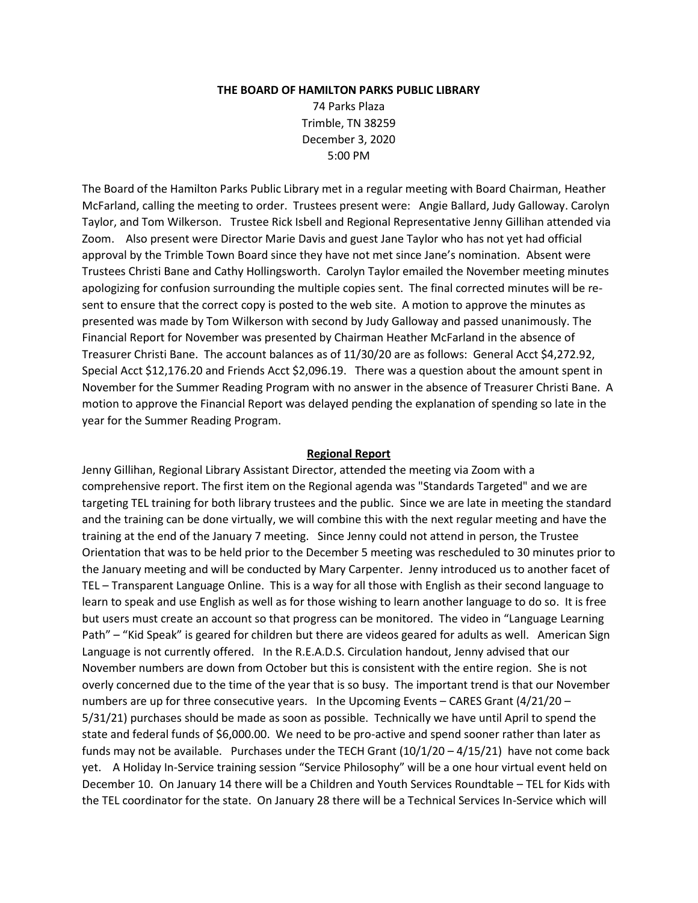**THE BOARD OF HAMILTON PARKS PUBLIC LIBRARY**

74 Parks Plaza
Trimble, TN 38259
December 3, 2020
5:00 PM

The Board of the Hamilton Parks Public Library met in a regular meeting with Board Chairman, Heather McFarland, calling the meeting to order. Trustees present were: Angie Ballard, Judy Galloway. Carolyn Taylor, and Tom Wilkerson. Trustee Rick Isbell and Regional Representative Jenny Gillihan attended via Zoom. Also present were Director Marie Davis and guest Jane Taylor who has not yet had official approval by the Trimble Town Board since they have not met since Jane's nomination. Absent were Trustees Christi Bane and Cathy Hollingsworth. Carolyn Taylor emailed the November meeting minutes apologizing for confusion surrounding the multiple copies sent. The final corrected minutes will be re-sent to ensure that the correct copy is posted to the web site. A motion to approve the minutes as presented was made by Tom Wilkerson with second by Judy Galloway and passed unanimously. The Financial Report for November was presented by Chairman Heather McFarland in the absence of Treasurer Christi Bane. The account balances as of 11/30/20 are as follows: General Acct $4,272.92, Special Acct $12,176.20 and Friends Acct $2,096.19. There was a question about the amount spent in November for the Summer Reading Program with no answer in the absence of Treasurer Christi Bane. A motion to approve the Financial Report was delayed pending the explanation of spending so late in the year for the Summer Reading Program.

## Regional Report

Jenny Gillihan, Regional Library Assistant Director, attended the meeting via Zoom with a comprehensive report. The first item on the Regional agenda was "Standards Targeted" and we are targeting TEL training for both library trustees and the public. Since we are late in meeting the standard and the training can be done virtually, we will combine this with the next regular meeting and have the training at the end of the January 7 meeting. Since Jenny could not attend in person, the Trustee Orientation that was to be held prior to the December 5 meeting was rescheduled to 30 minutes prior to the January meeting and will be conducted by Mary Carpenter. Jenny introduced us to another facet of TEL – Transparent Language Online. This is a way for all those with English as their second language to learn to speak and use English as well as for those wishing to learn another language to do so. It is free but users must create an account so that progress can be monitored. The video in "Language Learning Path" – "Kid Speak" is geared for children but there are videos geared for adults as well. American Sign Language is not currently offered. In the R.E.A.D.S. Circulation handout, Jenny advised that our November numbers are down from October but this is consistent with the entire region. She is not overly concerned due to the time of the year that is so busy. The important trend is that our November numbers are up for three consecutive years. In the Upcoming Events – CARES Grant (4/21/20 – 5/31/21) purchases should be made as soon as possible. Technically we have until April to spend the state and federal funds of $6,000.00. We need to be pro-active and spend sooner rather than later as funds may not be available. Purchases under the TECH Grant (10/1/20 – 4/15/21) have not come back yet. A Holiday In-Service training session "Service Philosophy" will be a one hour virtual event held on December 10. On January 14 there will be a Children and Youth Services Roundtable – TEL for Kids with the TEL coordinator for the state. On January 28 there will be a Technical Services In-Service which will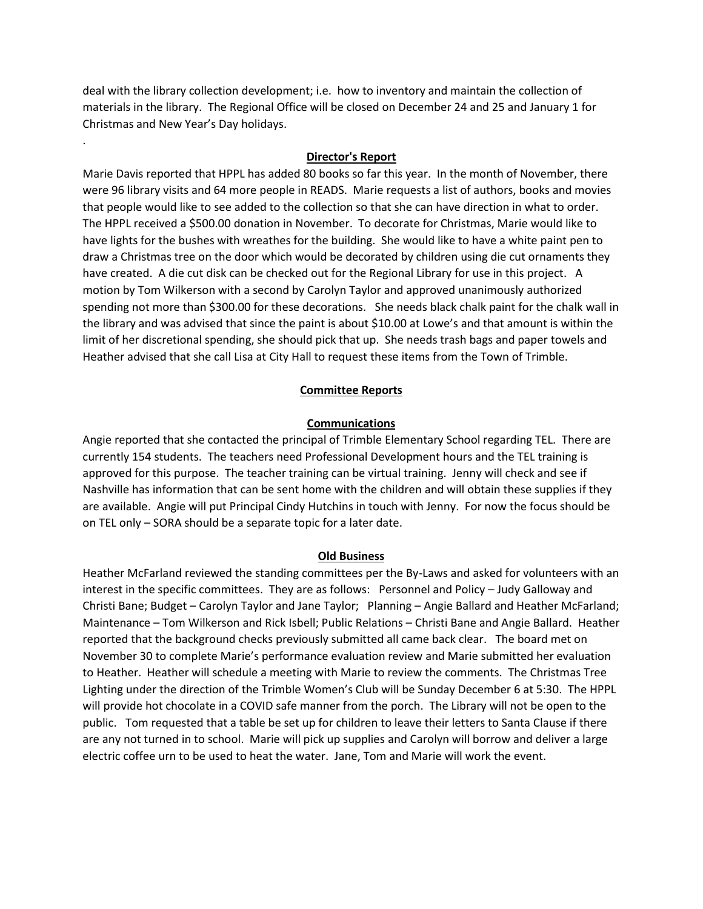deal with the library collection development; i.e. how to inventory and maintain the collection of materials in the library. The Regional Office will be closed on December 24 and 25 and January 1 for Christmas and New Year's Day holidays.

.

## Director's Report

Marie Davis reported that HPPL has added 80 books so far this year. In the month of November, there were 96 library visits and 64 more people in READS. Marie requests a list of authors, books and movies that people would like to see added to the collection so that she can have direction in what to order. The HPPL received a $500.00 donation in November. To decorate for Christmas, Marie would like to have lights for the bushes with wreathes for the building. She would like to have a white paint pen to draw a Christmas tree on the door which would be decorated by children using die cut ornaments they have created. A die cut disk can be checked out for the Regional Library for use in this project. A motion by Tom Wilkerson with a second by Carolyn Taylor and approved unanimously authorized spending not more than $300.00 for these decorations. She needs black chalk paint for the chalk wall in the library and was advised that since the paint is about $10.00 at Lowe's and that amount is within the limit of her discretional spending, she should pick that up. She needs trash bags and paper towels and Heather advised that she call Lisa at City Hall to request these items from the Town of Trimble.

## Committee Reports

### Communications

Angie reported that she contacted the principal of Trimble Elementary School regarding TEL. There are currently 154 students. The teachers need Professional Development hours and the TEL training is approved for this purpose. The teacher training can be virtual training. Jenny will check and see if Nashville has information that can be sent home with the children and will obtain these supplies if they are available. Angie will put Principal Cindy Hutchins in touch with Jenny. For now the focus should be on TEL only – SORA should be a separate topic for a later date.

## Old Business

Heather McFarland reviewed the standing committees per the By-Laws and asked for volunteers with an interest in the specific committees. They are as follows: Personnel and Policy – Judy Galloway and Christi Bane; Budget – Carolyn Taylor and Jane Taylor; Planning – Angie Ballard and Heather McFarland; Maintenance – Tom Wilkerson and Rick Isbell; Public Relations – Christi Bane and Angie Ballard. Heather reported that the background checks previously submitted all came back clear. The board met on November 30 to complete Marie's performance evaluation review and Marie submitted her evaluation to Heather. Heather will schedule a meeting with Marie to review the comments. The Christmas Tree Lighting under the direction of the Trimble Women's Club will be Sunday December 6 at 5:30. The HPPL will provide hot chocolate in a COVID safe manner from the porch. The Library will not be open to the public. Tom requested that a table be set up for children to leave their letters to Santa Clause if there are any not turned in to school. Marie will pick up supplies and Carolyn will borrow and deliver a large electric coffee urn to be used to heat the water. Jane, Tom and Marie will work the event.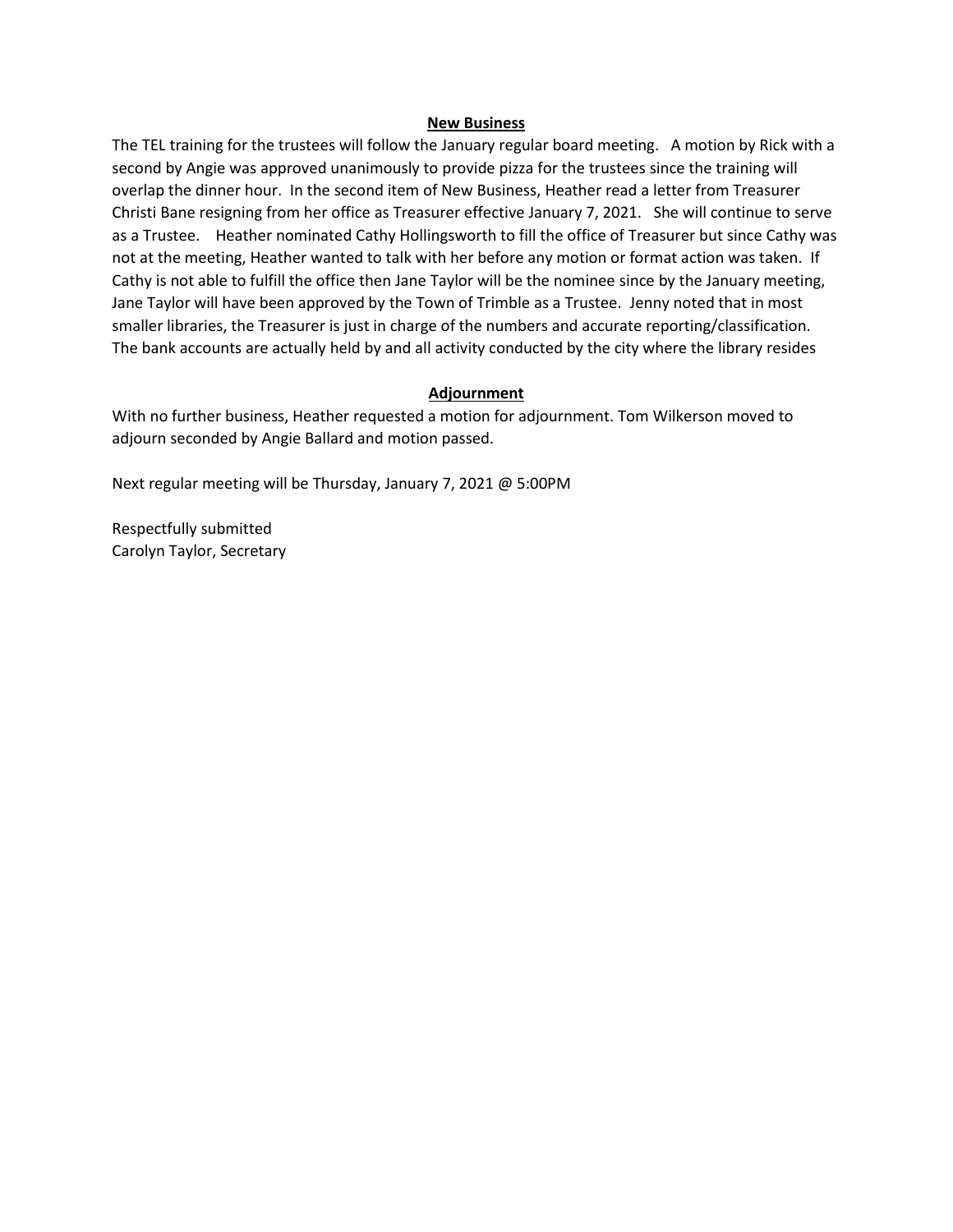## New Business

The TEL training for the trustees will follow the January regular board meeting. A motion by Rick with a second by Angie was approved unanimously to provide pizza for the trustees since the training will overlap the dinner hour. In the second item of New Business, Heather read a letter from Treasurer Christi Bane resigning from her office as Treasurer effective January 7, 2021. She will continue to serve as a Trustee. Heather nominated Cathy Hollingsworth to fill the office of Treasurer but since Cathy was not at the meeting, Heather wanted to talk with her before any motion or format action was taken. If Cathy is not able to fulfill the office then Jane Taylor will be the nominee since by the January meeting, Jane Taylor will have been approved by the Town of Trimble as a Trustee. Jenny noted that in most smaller libraries, the Treasurer is just in charge of the numbers and accurate reporting/classification. The bank accounts are actually held by and all activity conducted by the city where the library resides

## Adjournment

With no further business, Heather requested a motion for adjournment. Tom Wilkerson moved to adjourn seconded by Angie Ballard and motion passed.

Next regular meeting will be Thursday, January 7, 2021 @ 5:00PM

Respectfully submitted
Carolyn Taylor, Secretary